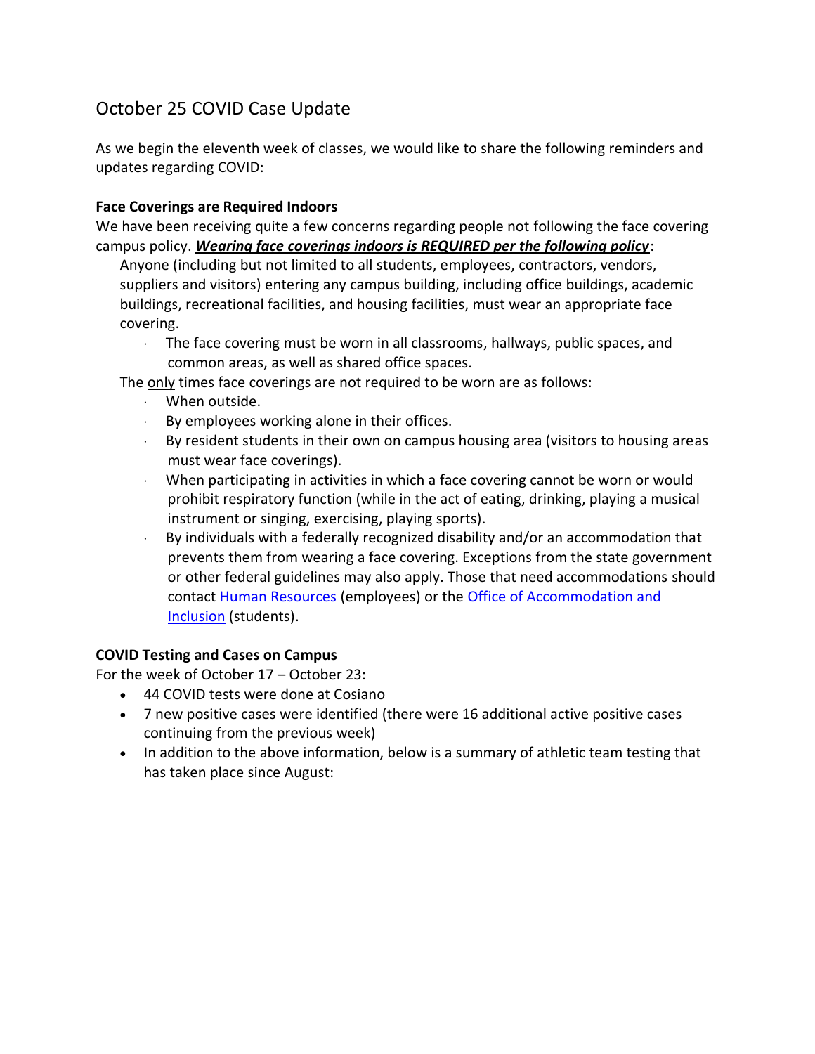# October 25 COVID Case Update

As we begin the eleventh week of classes, we would like to share the following reminders and updates regarding COVID:

**Face Coverings are Required Indoors**

We have been receiving quite a few concerns regarding people not following the face covering campus policy. ***Wearing face coverings indoors is REQUIRED per the following policy***:

Anyone (including but not limited to all students, employees, contractors, vendors, suppliers and visitors) entering any campus building, including office buildings, academic buildings, recreational facilities, and housing facilities, must wear an appropriate face covering.

- The face covering must be worn in all classrooms, hallways, public spaces, and common areas, as well as shared office spaces.

The only times face coverings are not required to be worn are as follows:

- When outside.
- By employees working alone in their offices.
- By resident students in their own on campus housing area (visitors to housing areas must wear face coverings).
- When participating in activities in which a face covering cannot be worn or would prohibit respiratory function (while in the act of eating, drinking, playing a musical instrument or singing, exercising, playing sports).
- By individuals with a federally recognized disability and/or an accommodation that prevents them from wearing a face covering. Exceptions from the state government or other federal guidelines may also apply. Those that need accommodations should contact Human Resources (employees) or the Office of Accommodation and Inclusion (students).

**COVID Testing and Cases on Campus**

For the week of October 17 – October 23:

- 44 COVID tests were done at Cosiano
- 7 new positive cases were identified (there were 16 additional active positive cases continuing from the previous week)
- In addition to the above information, below is a summary of athletic team testing that has taken place since August: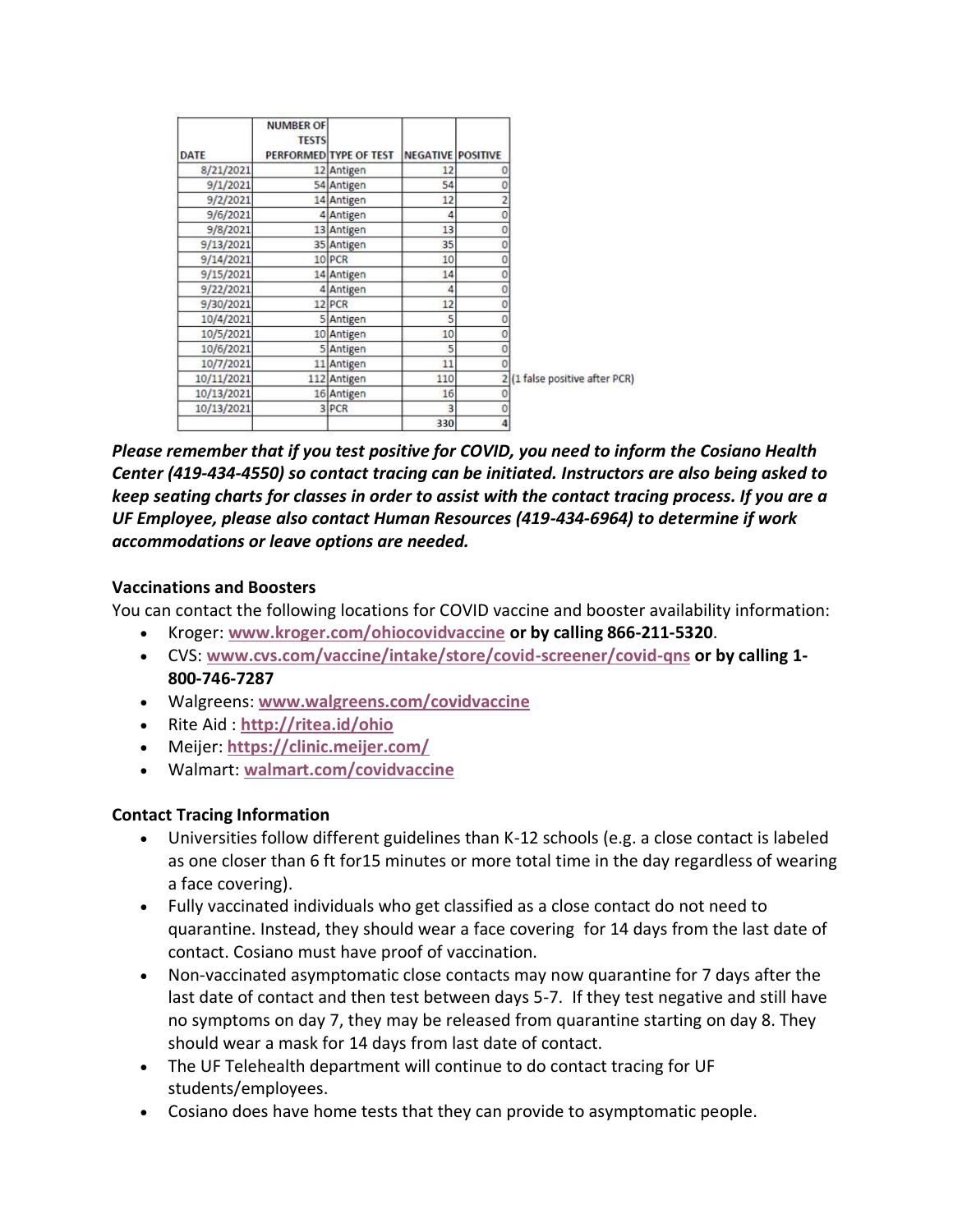| DATE | NUMBER OF TESTS PERFORMED | TYPE OF TEST | NEGATIVE | POSITIVE | |
|---|---|---|---|---|---|
| 8/21/2021 | 12 | Antigen | 12 | 0 | |
| 9/1/2021 | 54 | Antigen | 54 | 0 | |
| 9/2/2021 | 14 | Antigen | 12 | 2 | |
| 9/6/2021 | 4 | Antigen | 4 | 0 | |
| 9/8/2021 | 13 | Antigen | 13 | 0 | |
| 9/13/2021 | 35 | Antigen | 35 | 0 | |
| 9/14/2021 | 10 | PCR | 10 | 0 | |
| 9/15/2021 | 14 | Antigen | 14 | 0 | |
| 9/22/2021 | 4 | Antigen | 4 | 0 | |
| 9/30/2021 | 12 | PCR | 12 | 0 | |
| 10/4/2021 | 5 | Antigen | 5 | 0 | |
| 10/5/2021 | 10 | Antigen | 10 | 0 | |
| 10/6/2021 | 5 | Antigen | 5 | 0 | |
| 10/7/2021 | 11 | Antigen | 11 | 0 | |
| 10/11/2021 | 112 | Antigen | 110 | 2 | (1 false positive after PCR) |
| 10/13/2021 | 16 | Antigen | 16 | 0 | |
| 10/13/2021 | 3 | PCR | 3 | 0 | |
| | | | 330 | 4 | |

***Please remember that if you test positive for COVID, you need to inform the Cosiano Health Center (419-434-4550) so contact tracing can be initiated. Instructors are also being asked to keep seating charts for classes in order to assist with the contact tracing process. If you are a UF Employee, please also contact Human Resources (419-434-6964) to determine if work accommodations or leave options are needed.***

**Vaccinations and Boosters**

You can contact the following locations for COVID vaccine and booster availability information:

- Kroger: **www.kroger.com/ohiocovidvaccine or by calling 866-211-5320**.
- CVS: **www.cvs.com/vaccine/intake/store/covid-screener/covid-qns or by calling 1-800-746-7287**
- Walgreens: **www.walgreens.com/covidvaccine**
- Rite Aid : **http://ritea.id/ohio**
- Meijer: **https://clinic.meijer.com/**
- Walmart: **walmart.com/covidvaccine**

**Contact Tracing Information**

- Universities follow different guidelines than K-12 schools (e.g. a close contact is labeled as one closer than 6 ft for15 minutes or more total time in the day regardless of wearing a face covering).
- Fully vaccinated individuals who get classified as a close contact do not need to quarantine. Instead, they should wear a face covering for 14 days from the last date of contact. Cosiano must have proof of vaccination.
- Non-vaccinated asymptomatic close contacts may now quarantine for 7 days after the last date of contact and then test between days 5-7. If they test negative and still have no symptoms on day 7, they may be released from quarantine starting on day 8. They should wear a mask for 14 days from last date of contact.
- The UF Telehealth department will continue to do contact tracing for UF students/employees.
- Cosiano does have home tests that they can provide to asymptomatic people.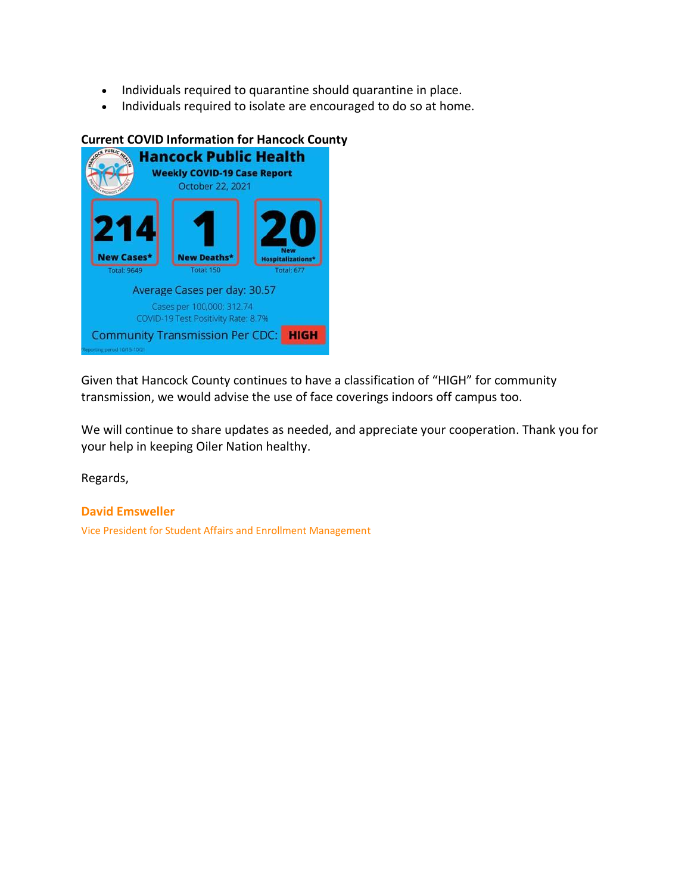- Individuals required to quarantine should quarantine in place.
- Individuals required to isolate are encouraged to do so at home.

**Current COVID Information for Hancock County**

Hancock Public Health

Weekly COVID-19 Case Report

October 22, 2021

214 New Cases* Total: 9649

1 New Deaths* Total: 150

20 New Hospitalizations* Total: 677

Average Cases per day: 30.57

Cases per 100,000: 312.74

COVID-19 Test Positivity Rate: 8.7%

Community Transmission Per CDC: HIGH

*Reporting period 10/15-10/21

Given that Hancock County continues to have a classification of "HIGH" for community transmission, we would advise the use of face coverings indoors off campus too.

We will continue to share updates as needed, and appreciate your cooperation. Thank you for your help in keeping Oiler Nation healthy.

Regards,

**David Emsweller**

Vice President for Student Affairs and Enrollment Management